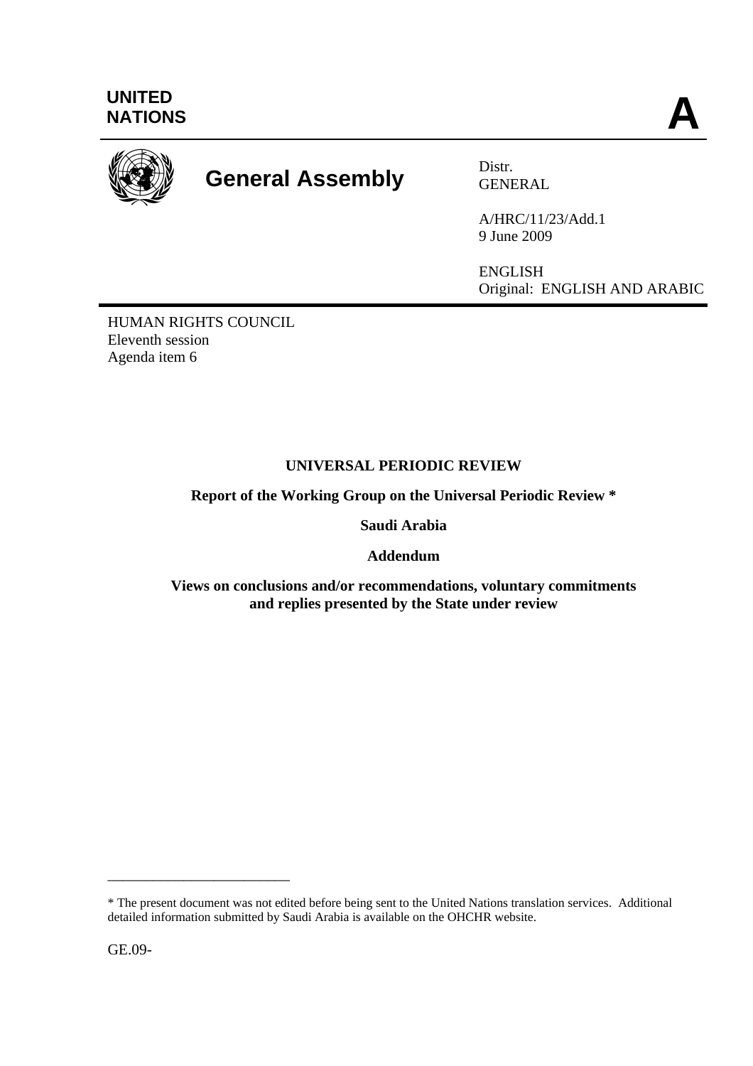UNITED NATIONS

A

General Assembly

Distr.
GENERAL

A/HRC/11/23/Add.1
9 June 2009

ENGLISH
Original: ENGLISH AND ARABIC

HUMAN RIGHTS COUNCIL
Eleventh session
Agenda item 6

**UNIVERSAL PERIODIC REVIEW**

**Report of the Working Group on the Universal Periodic Review ***

**Saudi Arabia**

**Addendum**

**Views on conclusions and/or recommendations, voluntary commitments and replies presented by the State under review**

---

* The present document was not edited before being sent to the United Nations translation services. Additional detailed information submitted by Saudi Arabia is available on the OHCHR website.

GE.09-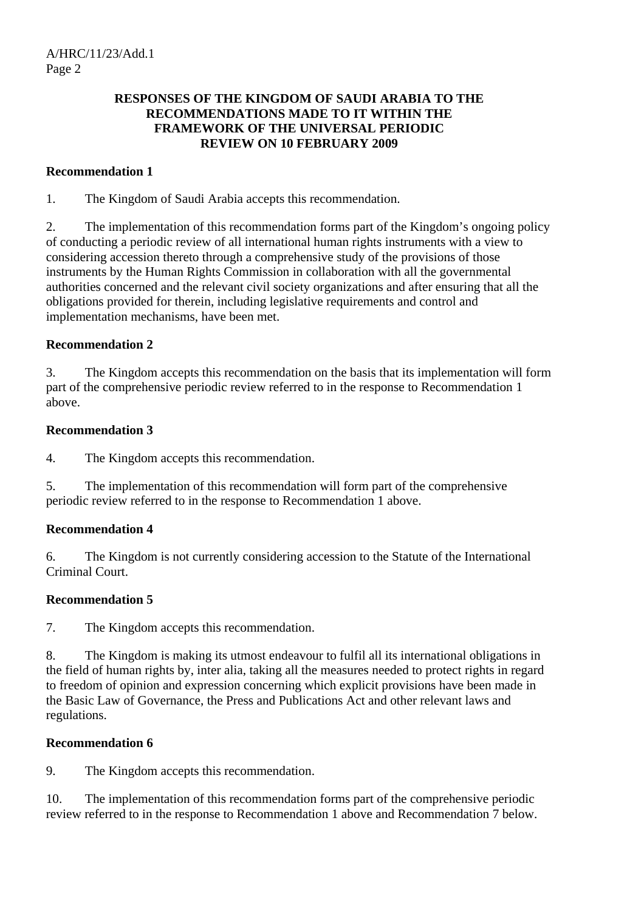**RESPONSES OF THE KINGDOM OF SAUDI ARABIA TO THE RECOMMENDATIONS MADE TO IT WITHIN THE FRAMEWORK OF THE UNIVERSAL PERIODIC REVIEW ON 10 FEBRUARY 2009**

**Recommendation 1**

1. The Kingdom of Saudi Arabia accepts this recommendation.

2. The implementation of this recommendation forms part of the Kingdom's ongoing policy of conducting a periodic review of all international human rights instruments with a view to considering accession thereto through a comprehensive study of the provisions of those instruments by the Human Rights Commission in collaboration with all the governmental authorities concerned and the relevant civil society organizations and after ensuring that all the obligations provided for therein, including legislative requirements and control and implementation mechanisms, have been met.

**Recommendation 2**

3. The Kingdom accepts this recommendation on the basis that its implementation will form part of the comprehensive periodic review referred to in the response to Recommendation 1 above.

**Recommendation 3**

4. The Kingdom accepts this recommendation.

5. The implementation of this recommendation will form part of the comprehensive periodic review referred to in the response to Recommendation 1 above.

**Recommendation 4**

6. The Kingdom is not currently considering accession to the Statute of the International Criminal Court.

**Recommendation 5**

7. The Kingdom accepts this recommendation.

8. The Kingdom is making its utmost endeavour to fulfil all its international obligations in the field of human rights by, inter alia, taking all the measures needed to protect rights in regard to freedom of opinion and expression concerning which explicit provisions have been made in the Basic Law of Governance, the Press and Publications Act and other relevant laws and regulations.

**Recommendation 6**

9. The Kingdom accepts this recommendation.

10. The implementation of this recommendation forms part of the comprehensive periodic review referred to in the response to Recommendation 1 above and Recommendation 7 below.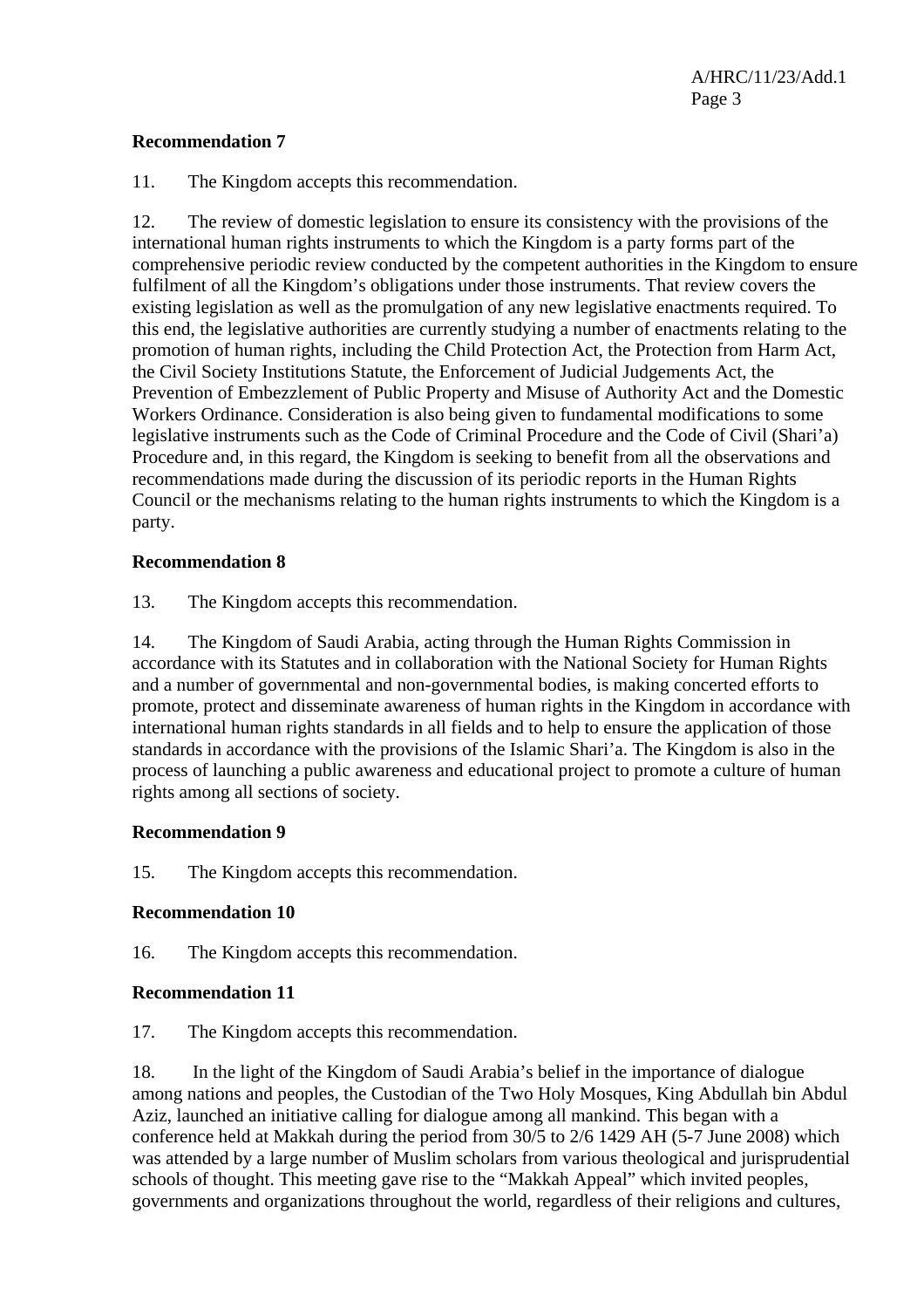**Recommendation 7**

11. The Kingdom accepts this recommendation.

12. The review of domestic legislation to ensure its consistency with the provisions of the international human rights instruments to which the Kingdom is a party forms part of the comprehensive periodic review conducted by the competent authorities in the Kingdom to ensure fulfilment of all the Kingdom’s obligations under those instruments. That review covers the existing legislation as well as the promulgation of any new legislative enactments required. To this end, the legislative authorities are currently studying a number of enactments relating to the promotion of human rights, including the Child Protection Act, the Protection from Harm Act, the Civil Society Institutions Statute, the Enforcement of Judicial Judgements Act, the Prevention of Embezzlement of Public Property and Misuse of Authority Act and the Domestic Workers Ordinance. Consideration is also being given to fundamental modifications to some legislative instruments such as the Code of Criminal Procedure and the Code of Civil (Shari’a) Procedure and, in this regard, the Kingdom is seeking to benefit from all the observations and recommendations made during the discussion of its periodic reports in the Human Rights Council or the mechanisms relating to the human rights instruments to which the Kingdom is a party.

**Recommendation 8**

13. The Kingdom accepts this recommendation.

14. The Kingdom of Saudi Arabia, acting through the Human Rights Commission in accordance with its Statutes and in collaboration with the National Society for Human Rights and a number of governmental and non-governmental bodies, is making concerted efforts to promote, protect and disseminate awareness of human rights in the Kingdom in accordance with international human rights standards in all fields and to help to ensure the application of those standards in accordance with the provisions of the Islamic Shari’a. The Kingdom is also in the process of launching a public awareness and educational project to promote a culture of human rights among all sections of society.

**Recommendation 9**

15. The Kingdom accepts this recommendation.

**Recommendation 10**

16. The Kingdom accepts this recommendation.

**Recommendation 11**

17. The Kingdom accepts this recommendation.

18. In the light of the Kingdom of Saudi Arabia’s belief in the importance of dialogue among nations and peoples, the Custodian of the Two Holy Mosques, King Abdullah bin Abdul Aziz, launched an initiative calling for dialogue among all mankind. This began with a conference held at Makkah during the period from 30/5 to 2/6 1429 AH (5-7 June 2008) which was attended by a large number of Muslim scholars from various theological and jurisprudential schools of thought. This meeting gave rise to the “Makkah Appeal” which invited peoples, governments and organizations throughout the world, regardless of their religions and cultures,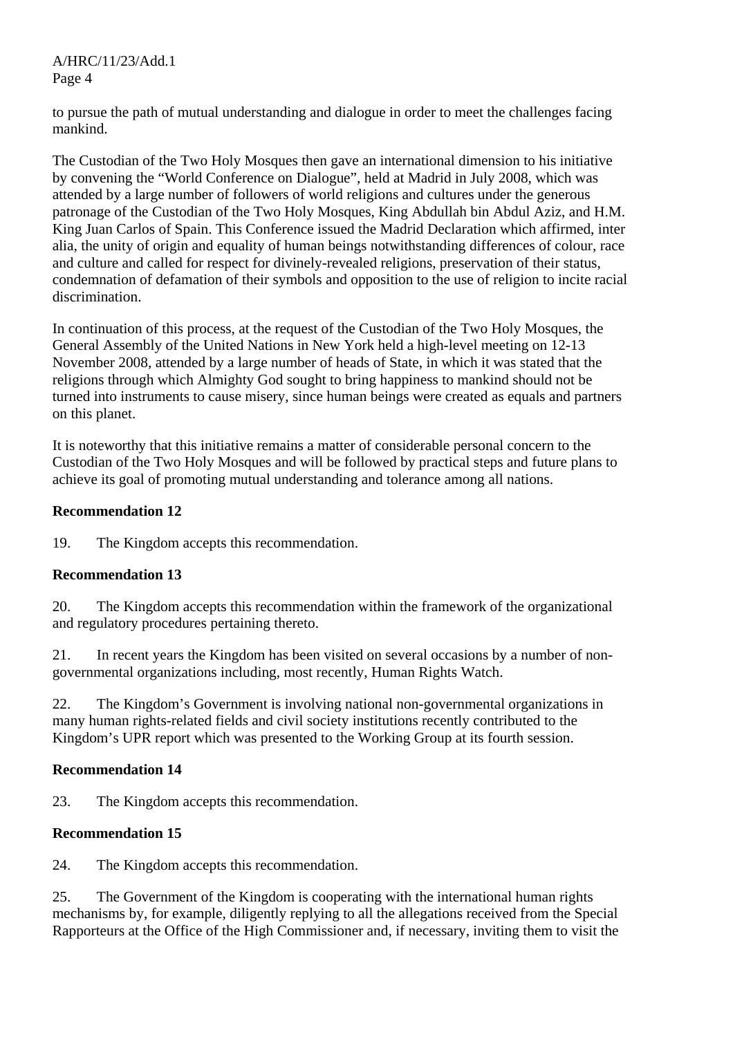to pursue the path of mutual understanding and dialogue in order to meet the challenges facing mankind.

The Custodian of the Two Holy Mosques then gave an international dimension to his initiative by convening the "World Conference on Dialogue", held at Madrid in July 2008, which was attended by a large number of followers of world religions and cultures under the generous patronage of the Custodian of the Two Holy Mosques, King Abdullah bin Abdul Aziz, and H.M. King Juan Carlos of Spain. This Conference issued the Madrid Declaration which affirmed, inter alia, the unity of origin and equality of human beings notwithstanding differences of colour, race and culture and called for respect for divinely-revealed religions, preservation of their status, condemnation of defamation of their symbols and opposition to the use of religion to incite racial discrimination.

In continuation of this process, at the request of the Custodian of the Two Holy Mosques, the General Assembly of the United Nations in New York held a high-level meeting on 12-13 November 2008, attended by a large number of heads of State, in which it was stated that the religions through which Almighty God sought to bring happiness to mankind should not be turned into instruments to cause misery, since human beings were created as equals and partners on this planet.

It is noteworthy that this initiative remains a matter of considerable personal concern to the Custodian of the Two Holy Mosques and will be followed by practical steps and future plans to achieve its goal of promoting mutual understanding and tolerance among all nations.

**Recommendation 12**

19. The Kingdom accepts this recommendation.

**Recommendation 13**

20. The Kingdom accepts this recommendation within the framework of the organizational and regulatory procedures pertaining thereto.

21. In recent years the Kingdom has been visited on several occasions by a number of non-governmental organizations including, most recently, Human Rights Watch.

22. The Kingdom's Government is involving national non-governmental organizations in many human rights-related fields and civil society institutions recently contributed to the Kingdom's UPR report which was presented to the Working Group at its fourth session.

**Recommendation 14**

23. The Kingdom accepts this recommendation.

**Recommendation 15**

24. The Kingdom accepts this recommendation.

25. The Government of the Kingdom is cooperating with the international human rights mechanisms by, for example, diligently replying to all the allegations received from the Special Rapporteurs at the Office of the High Commissioner and, if necessary, inviting them to visit the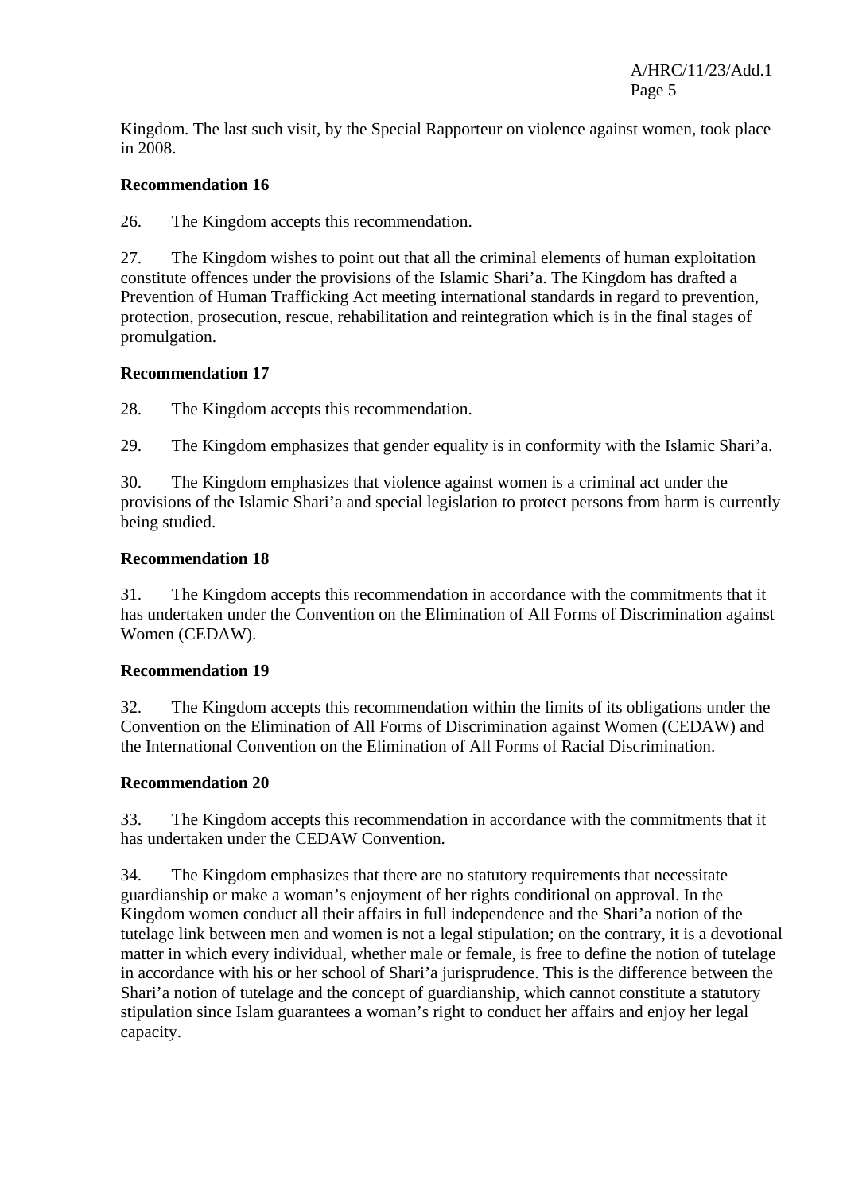Kingdom. The last such visit, by the Special Rapporteur on violence against women, took place in 2008.

**Recommendation 16**

26. The Kingdom accepts this recommendation.

27. The Kingdom wishes to point out that all the criminal elements of human exploitation constitute offences under the provisions of the Islamic Shari'a. The Kingdom has drafted a Prevention of Human Trafficking Act meeting international standards in regard to prevention, protection, prosecution, rescue, rehabilitation and reintegration which is in the final stages of promulgation.

**Recommendation 17**

28. The Kingdom accepts this recommendation.

29. The Kingdom emphasizes that gender equality is in conformity with the Islamic Shari'a.

30. The Kingdom emphasizes that violence against women is a criminal act under the provisions of the Islamic Shari'a and special legislation to protect persons from harm is currently being studied.

**Recommendation 18**

31. The Kingdom accepts this recommendation in accordance with the commitments that it has undertaken under the Convention on the Elimination of All Forms of Discrimination against Women (CEDAW).

**Recommendation 19**

32. The Kingdom accepts this recommendation within the limits of its obligations under the Convention on the Elimination of All Forms of Discrimination against Women (CEDAW) and the International Convention on the Elimination of All Forms of Racial Discrimination.

**Recommendation 20**

33. The Kingdom accepts this recommendation in accordance with the commitments that it has undertaken under the CEDAW Convention.

34. The Kingdom emphasizes that there are no statutory requirements that necessitate guardianship or make a woman's enjoyment of her rights conditional on approval. In the Kingdom women conduct all their affairs in full independence and the Shari'a notion of the tutelage link between men and women is not a legal stipulation; on the contrary, it is a devotional matter in which every individual, whether male or female, is free to define the notion of tutelage in accordance with his or her school of Shari'a jurisprudence. This is the difference between the Shari'a notion of tutelage and the concept of guardianship, which cannot constitute a statutory stipulation since Islam guarantees a woman's right to conduct her affairs and enjoy her legal capacity.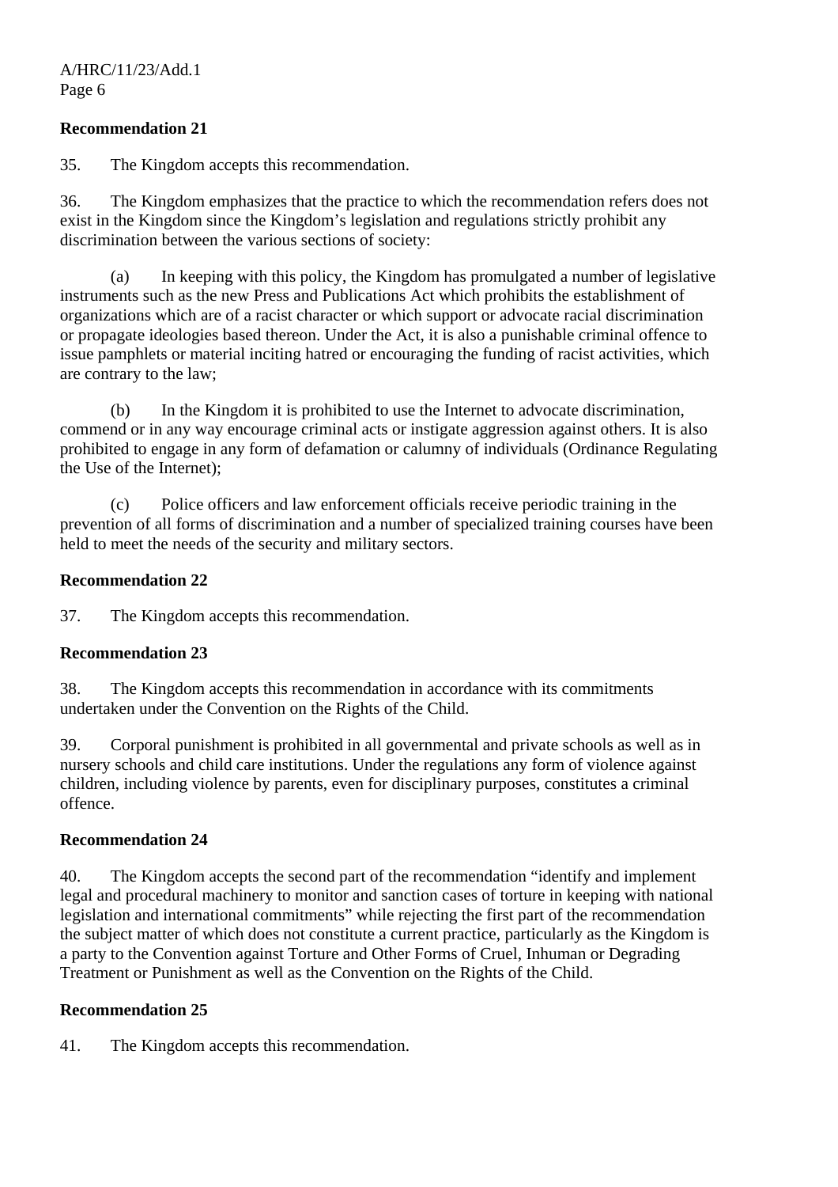**Recommendation 21**

35. The Kingdom accepts this recommendation.

36. The Kingdom emphasizes that the practice to which the recommendation refers does not exist in the Kingdom since the Kingdom's legislation and regulations strictly prohibit any discrimination between the various sections of society:

(a) In keeping with this policy, the Kingdom has promulgated a number of legislative instruments such as the new Press and Publications Act which prohibits the establishment of organizations which are of a racist character or which support or advocate racial discrimination or propagate ideologies based thereon. Under the Act, it is also a punishable criminal offence to issue pamphlets or material inciting hatred or encouraging the funding of racist activities, which are contrary to the law;

(b) In the Kingdom it is prohibited to use the Internet to advocate discrimination, commend or in any way encourage criminal acts or instigate aggression against others. It is also prohibited to engage in any form of defamation or calumny of individuals (Ordinance Regulating the Use of the Internet);

(c) Police officers and law enforcement officials receive periodic training in the prevention of all forms of discrimination and a number of specialized training courses have been held to meet the needs of the security and military sectors.

**Recommendation 22**

37. The Kingdom accepts this recommendation.

**Recommendation 23**

38. The Kingdom accepts this recommendation in accordance with its commitments undertaken under the Convention on the Rights of the Child.

39. Corporal punishment is prohibited in all governmental and private schools as well as in nursery schools and child care institutions. Under the regulations any form of violence against children, including violence by parents, even for disciplinary purposes, constitutes a criminal offence.

**Recommendation 24**

40. The Kingdom accepts the second part of the recommendation "identify and implement legal and procedural machinery to monitor and sanction cases of torture in keeping with national legislation and international commitments" while rejecting the first part of the recommendation the subject matter of which does not constitute a current practice, particularly as the Kingdom is a party to the Convention against Torture and Other Forms of Cruel, Inhuman or Degrading Treatment or Punishment as well as the Convention on the Rights of the Child.

**Recommendation 25**

41. The Kingdom accepts this recommendation.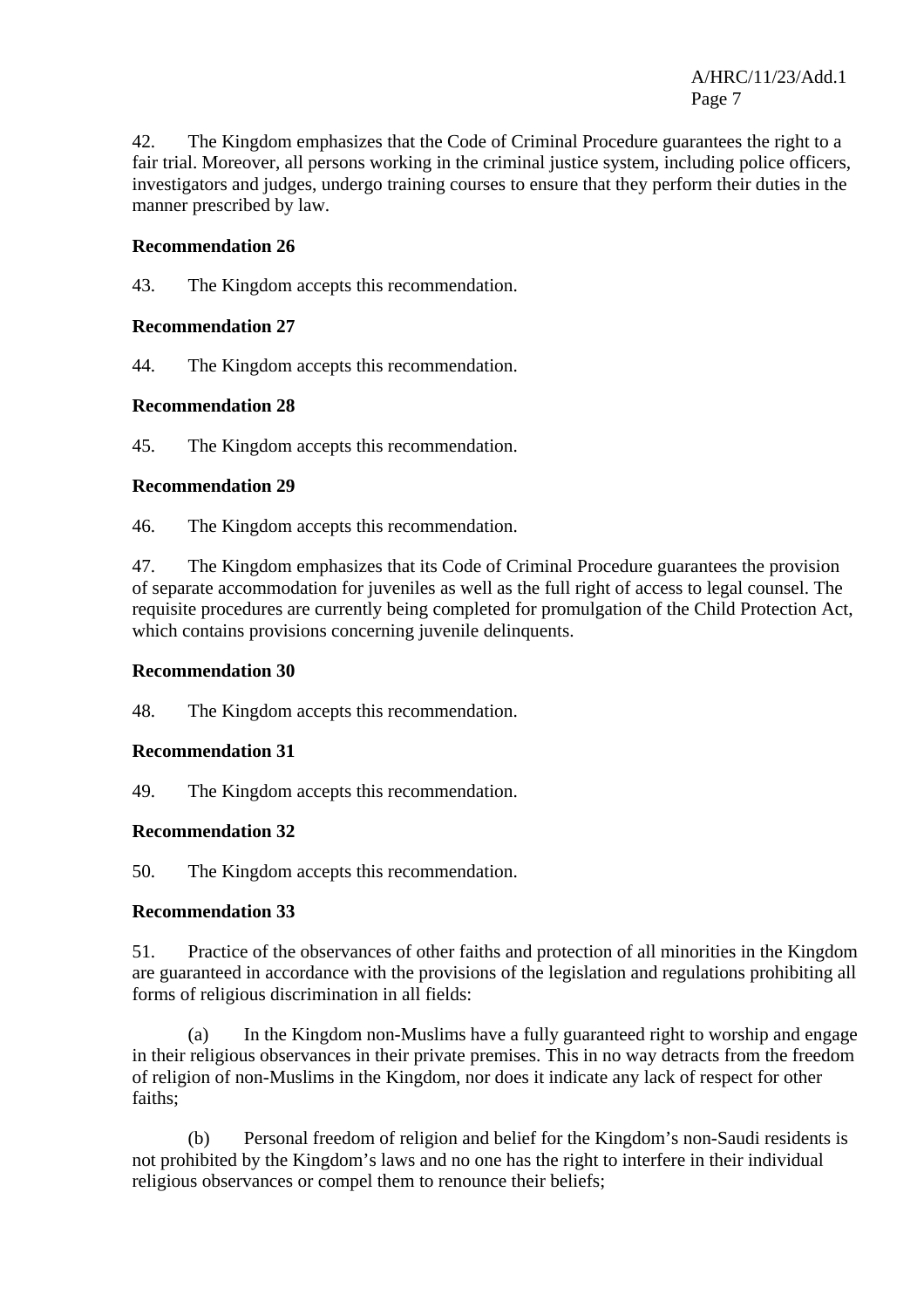42. The Kingdom emphasizes that the Code of Criminal Procedure guarantees the right to a fair trial. Moreover, all persons working in the criminal justice system, including police officers, investigators and judges, undergo training courses to ensure that they perform their duties in the manner prescribed by law.

**Recommendation 26**

43. The Kingdom accepts this recommendation.

**Recommendation 27**

44. The Kingdom accepts this recommendation.

**Recommendation 28**

45. The Kingdom accepts this recommendation.

**Recommendation 29**

46. The Kingdom accepts this recommendation.

47. The Kingdom emphasizes that its Code of Criminal Procedure guarantees the provision of separate accommodation for juveniles as well as the full right of access to legal counsel. The requisite procedures are currently being completed for promulgation of the Child Protection Act, which contains provisions concerning juvenile delinquents.

**Recommendation 30**

48. The Kingdom accepts this recommendation.

**Recommendation 31**

49. The Kingdom accepts this recommendation.

**Recommendation 32**

50. The Kingdom accepts this recommendation.

**Recommendation 33**

51. Practice of the observances of other faiths and protection of all minorities in the Kingdom are guaranteed in accordance with the provisions of the legislation and regulations prohibiting all forms of religious discrimination in all fields:

(a) In the Kingdom non-Muslims have a fully guaranteed right to worship and engage in their religious observances in their private premises. This in no way detracts from the freedom of religion of non-Muslims in the Kingdom, nor does it indicate any lack of respect for other faiths;

(b) Personal freedom of religion and belief for the Kingdom's non-Saudi residents is not prohibited by the Kingdom's laws and no one has the right to interfere in their individual religious observances or compel them to renounce their beliefs;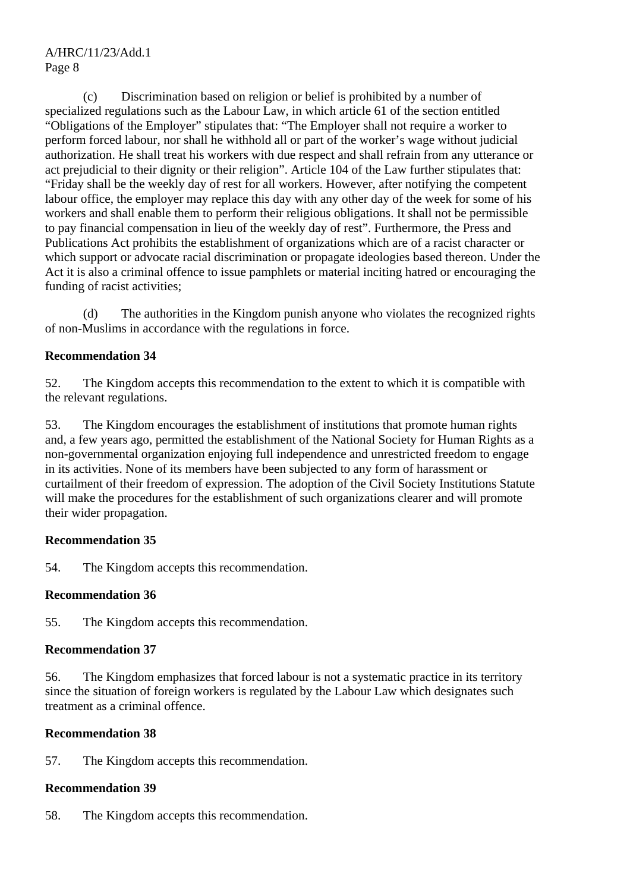(c) Discrimination based on religion or belief is prohibited by a number of specialized regulations such as the Labour Law, in which article 61 of the section entitled "Obligations of the Employer" stipulates that: "The Employer shall not require a worker to perform forced labour, nor shall he withhold all or part of the worker's wage without judicial authorization. He shall treat his workers with due respect and shall refrain from any utterance or act prejudicial to their dignity or their religion". Article 104 of the Law further stipulates that: "Friday shall be the weekly day of rest for all workers. However, after notifying the competent labour office, the employer may replace this day with any other day of the week for some of his workers and shall enable them to perform their religious obligations. It shall not be permissible to pay financial compensation in lieu of the weekly day of rest". Furthermore, the Press and Publications Act prohibits the establishment of organizations which are of a racist character or which support or advocate racial discrimination or propagate ideologies based thereon. Under the Act it is also a criminal offence to issue pamphlets or material inciting hatred or encouraging the funding of racist activities;

(d) The authorities in the Kingdom punish anyone who violates the recognized rights of non-Muslims in accordance with the regulations in force.

**Recommendation 34**

52. The Kingdom accepts this recommendation to the extent to which it is compatible with the relevant regulations.

53. The Kingdom encourages the establishment of institutions that promote human rights and, a few years ago, permitted the establishment of the National Society for Human Rights as a non-governmental organization enjoying full independence and unrestricted freedom to engage in its activities. None of its members have been subjected to any form of harassment or curtailment of their freedom of expression. The adoption of the Civil Society Institutions Statute will make the procedures for the establishment of such organizations clearer and will promote their wider propagation.

**Recommendation 35**

54. The Kingdom accepts this recommendation.

**Recommendation 36**

55. The Kingdom accepts this recommendation.

**Recommendation 37**

56. The Kingdom emphasizes that forced labour is not a systematic practice in its territory since the situation of foreign workers is regulated by the Labour Law which designates such treatment as a criminal offence.

**Recommendation 38**

57. The Kingdom accepts this recommendation.

**Recommendation 39**

58. The Kingdom accepts this recommendation.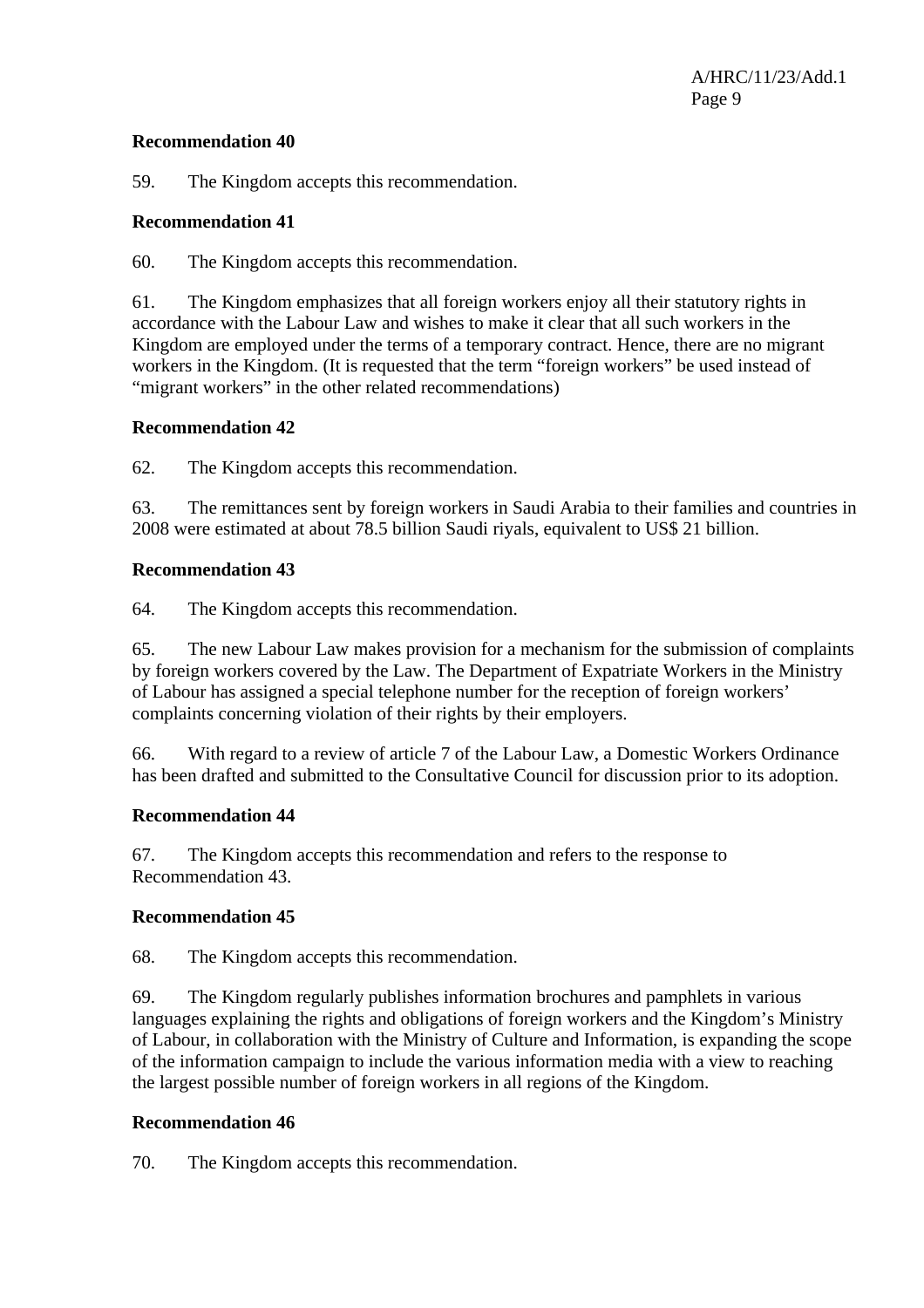**Recommendation 40**

59. The Kingdom accepts this recommendation.

**Recommendation 41**

60. The Kingdom accepts this recommendation.

61. The Kingdom emphasizes that all foreign workers enjoy all their statutory rights in accordance with the Labour Law and wishes to make it clear that all such workers in the Kingdom are employed under the terms of a temporary contract. Hence, there are no migrant workers in the Kingdom. (It is requested that the term "foreign workers" be used instead of "migrant workers" in the other related recommendations)

**Recommendation 42**

62. The Kingdom accepts this recommendation.

63. The remittances sent by foreign workers in Saudi Arabia to their families and countries in 2008 were estimated at about 78.5 billion Saudi riyals, equivalent to US$ 21 billion.

**Recommendation 43**

64. The Kingdom accepts this recommendation.

65. The new Labour Law makes provision for a mechanism for the submission of complaints by foreign workers covered by the Law. The Department of Expatriate Workers in the Ministry of Labour has assigned a special telephone number for the reception of foreign workers' complaints concerning violation of their rights by their employers.

66. With regard to a review of article 7 of the Labour Law, a Domestic Workers Ordinance has been drafted and submitted to the Consultative Council for discussion prior to its adoption.

**Recommendation 44**

67. The Kingdom accepts this recommendation and refers to the response to Recommendation 43.

**Recommendation 45**

68. The Kingdom accepts this recommendation.

69. The Kingdom regularly publishes information brochures and pamphlets in various languages explaining the rights and obligations of foreign workers and the Kingdom's Ministry of Labour, in collaboration with the Ministry of Culture and Information, is expanding the scope of the information campaign to include the various information media with a view to reaching the largest possible number of foreign workers in all regions of the Kingdom.

**Recommendation 46**

70. The Kingdom accepts this recommendation.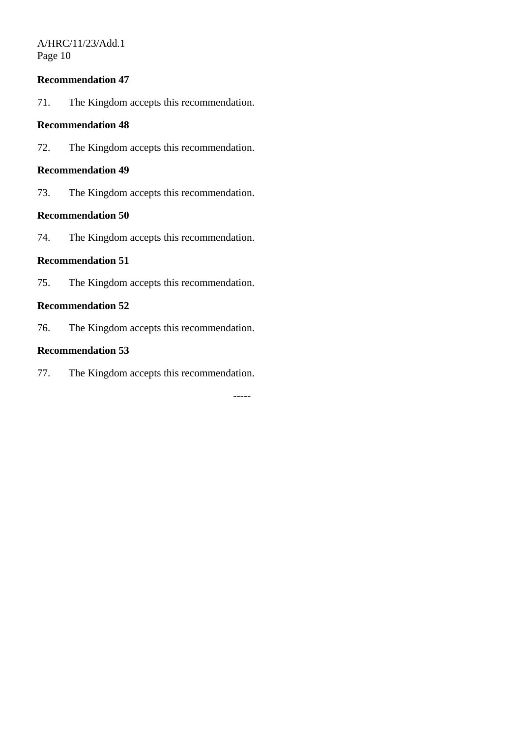**Recommendation 47**

71. The Kingdom accepts this recommendation.

**Recommendation 48**

72. The Kingdom accepts this recommendation.

**Recommendation 49**

73. The Kingdom accepts this recommendation.

**Recommendation 50**

74. The Kingdom accepts this recommendation.

**Recommendation 51**

75. The Kingdom accepts this recommendation.

**Recommendation 52**

76. The Kingdom accepts this recommendation.

**Recommendation 53**

77. The Kingdom accepts this recommendation.

-----